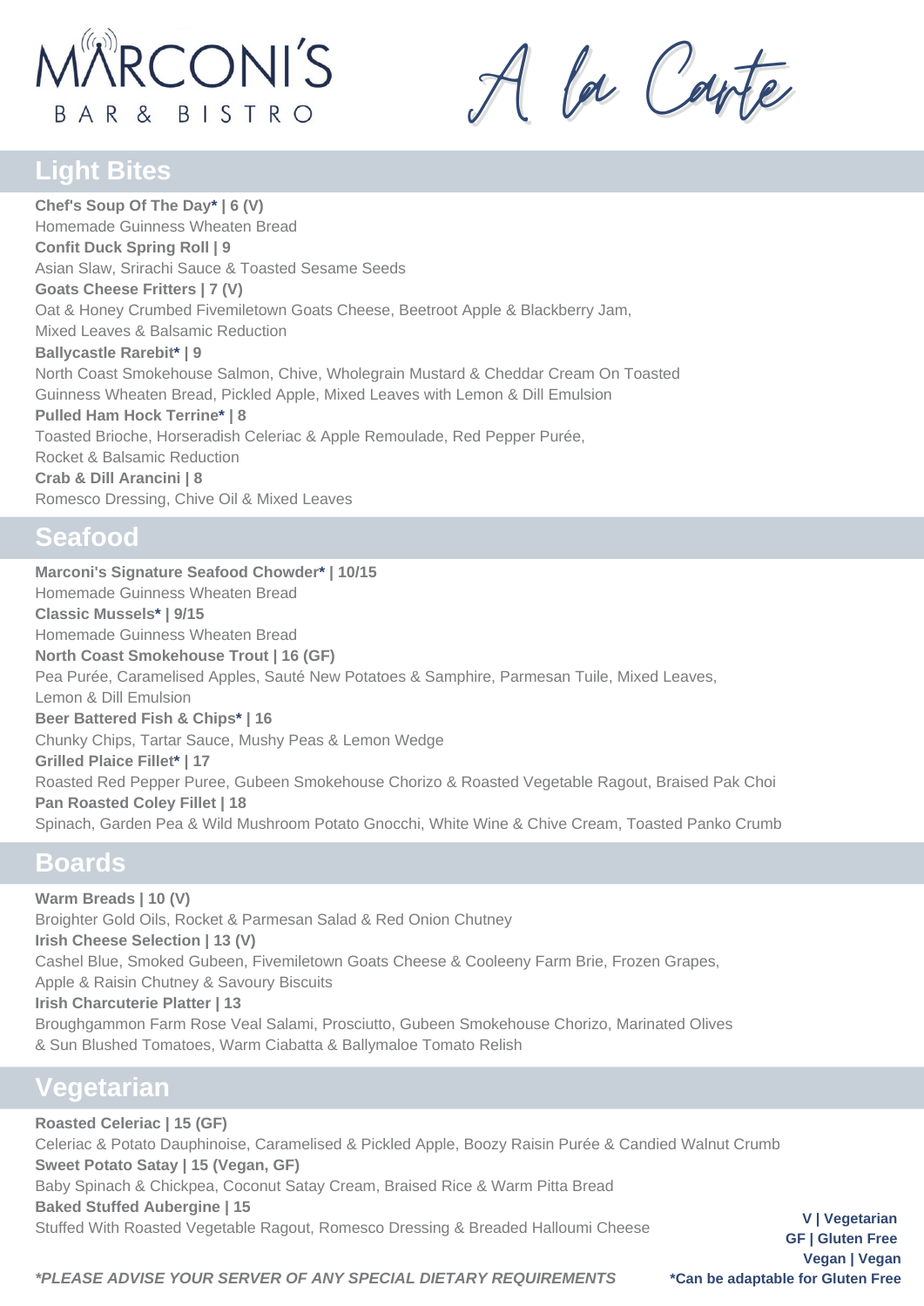# MARCONI'S BAR & BISTRO

# A la Carte

## Light Bites

**Chef's Soup Of The Day* | 6 (V)**
Homemade Guinness Wheaten Bread

**Confit Duck Spring Roll | 9**
Asian Slaw, Sriracha Sauce & Toasted Sesame Seeds

**Goats Cheese Fritters | 7 (V)**
Oat & Honey Crumbed Fivemiletown Goats Cheese, Beetroot Apple & Blackberry Jam, Mixed Leaves & Balsamic Reduction

**Ballycastle Rarebit* | 9**
North Coast Smokehouse Salmon, Chive, Wholegrain Mustard & Cheddar Cream On Toasted Guinness Wheaten Bread, Pickled Apple, Mixed Leaves with Lemon & Dill Emulsion

**Pulled Ham Hock Terrine* | 8**
Toasted Brioche, Horseradish Celeriac & Apple Remoulade, Red Pepper Purée, Rocket & Balsamic Reduction

**Crab & Dill Arancini | 8**
Romesco Dressing, Chive Oil & Mixed Leaves

## Seafood

**Marconi's Signature Seafood Chowder* | 10/15**
Homemade Guinness Wheaten Bread

**Classic Mussels* | 9/15**
Homemade Guinness Wheaten Bread

**North Coast Smokehouse Trout | 16 (GF)**
Pea Purée, Caramelised Apples, Sauté New Potatoes & Samphire, Parmesan Tuile, Mixed Leaves, Lemon & Dill Emulsion

**Beer Battered Fish & Chips* | 16**
Chunky Chips, Tartar Sauce, Mushy Peas & Lemon Wedge

**Grilled Plaice Fillet* | 17**
Roasted Red Pepper Puree, Gubeen Smokehouse Chorizo & Roasted Vegetable Ragout, Braised Pak Choi

**Pan Roasted Coley Fillet | 18**
Spinach, Garden Pea & Wild Mushroom Potato Gnocchi, White Wine & Chive Cream, Toasted Panko Crumb

## Boards

**Warm Breads | 10 (V)**
Broighter Gold Oils, Rocket & Parmesan Salad & Red Onion Chutney

**Irish Cheese Selection | 13 (V)**
Cashel Blue, Smoked Gubeen, Fivemiletown Goats Cheese & Cooleeny Farm Brie, Frozen Grapes, Apple & Raisin Chutney & Savoury Biscuits

**Irish Charcuterie Platter | 13**
Broughgammon Farm Rose Veal Salami, Prosciutto, Gubeen Smokehouse Chorizo, Marinated Olives & Sun Blushed Tomatoes, Warm Ciabatta & Ballymaloe Tomato Relish

## Vegetarian

**Roasted Celeriac | 15 (GF)**
Celeriac & Potato Dauphinoise, Caramelised & Pickled Apple, Boozy Raisin Purée & Candied Walnut Crumb

**Sweet Potato Satay | 15 (Vegan, GF)**
Baby Spinach & Chickpea, Coconut Satay Cream, Braised Rice & Warm Pitta Bread

**Baked Stuffed Aubergine | 15**
Stuffed With Roasted Vegetable Ragout, Romesco Dressing & Breaded Halloumi Cheese

**V | Vegetarian**
**GF | Gluten Free**
**Vegan | Vegan**
***Can be adaptable for Gluten Free**

***\*PLEASE ADVISE YOUR SERVER OF ANY SPECIAL DIETARY REQUIREMENTS***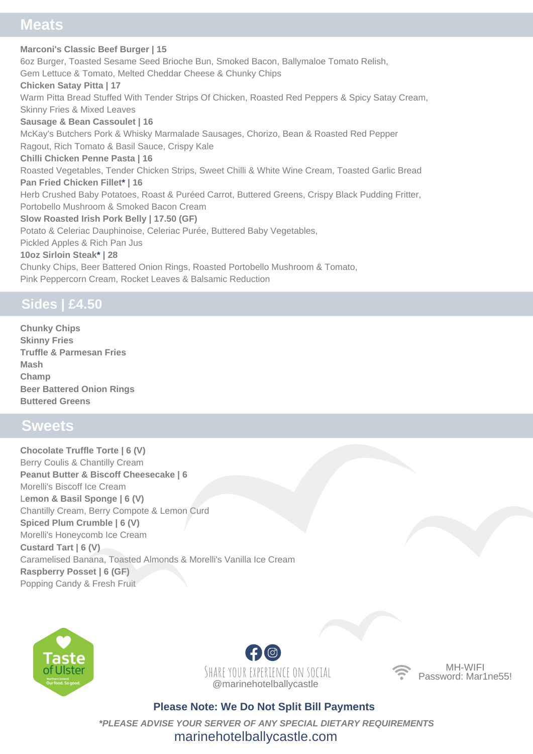## Meats

**Marconi's Classic Beef Burger | 15**
6oz Burger, Toasted Sesame Seed Brioche Bun, Smoked Bacon, Ballymaloe Tomato Relish, Gem Lettuce & Tomato, Melted Cheddar Cheese & Chunky Chips

**Chicken Satay Pitta | 17**
Warm Pitta Bread Stuffed With Tender Strips Of Chicken, Roasted Red Peppers & Spicy Satay Cream, Skinny Fries & Mixed Leaves

**Sausage & Bean Cassoulet | 16**
McKay's Butchers Pork & Whisky Marmalade Sausages, Chorizo, Bean & Roasted Red Pepper Ragout, Rich Tomato & Basil Sauce, Crispy Kale

**Chilli Chicken Penne Pasta | 16**
Roasted Vegetables, Tender Chicken Strips, Sweet Chilli & White Wine Cream, Toasted Garlic Bread

**Pan Fried Chicken Fillet* | 16**
Herb Crushed Baby Potatoes, Roast & Puréed Carrot, Buttered Greens, Crispy Black Pudding Fritter, Portobello Mushroom & Smoked Bacon Cream

**Slow Roasted Irish Pork Belly | 17.50 (GF)**
Potato & Celeriac Dauphinoise, Celeriac Purée, Buttered Baby Vegetables, Pickled Apples & Rich Pan Jus

**10oz Sirloin Steak* | 28**
Chunky Chips, Beer Battered Onion Rings, Roasted Portobello Mushroom & Tomato, Pink Peppercorn Cream, Rocket Leaves & Balsamic Reduction

## Sides | £4.50

**Chunky Chips**
**Skinny Fries**
**Truffle & Parmesan Fries**
**Mash**
**Champ**
**Beer Battered Onion Rings**
**Buttered Greens**

## Sweets

**Chocolate Truffle Torte | 6 (V)**
Berry Coulis & Chantilly Cream

**Peanut Butter & Biscoff Cheesecake | 6**
Morelli's Biscoff Ice Cream

**Lemon & Basil Sponge | 6 (V)**
Chantilly Cream, Berry Compote & Lemon Curd

**Spiced Plum Crumble | 6 (V)**
Morelli's Honeycomb Ice Cream

**Custard Tart | 6 (V)**
Caramelised Banana, Toasted Almonds & Morelli's Vanilla Ice Cream

**Raspberry Posset | 6 (GF)**
Popping Candy & Fresh Fruit

Taste of Ulster
Northern Ireland
Our food. So good.

SHARE YOUR EXPERIENCE ON SOCIAL
@marinehotelballycastle

MH-WIFI
Password: Mar1ne55!

**Please Note: We Do Not Split Bill Payments**

***PLEASE ADVISE YOUR SERVER OF ANY SPECIAL DIETARY REQUIREMENTS**

marinehotelballycastle.com